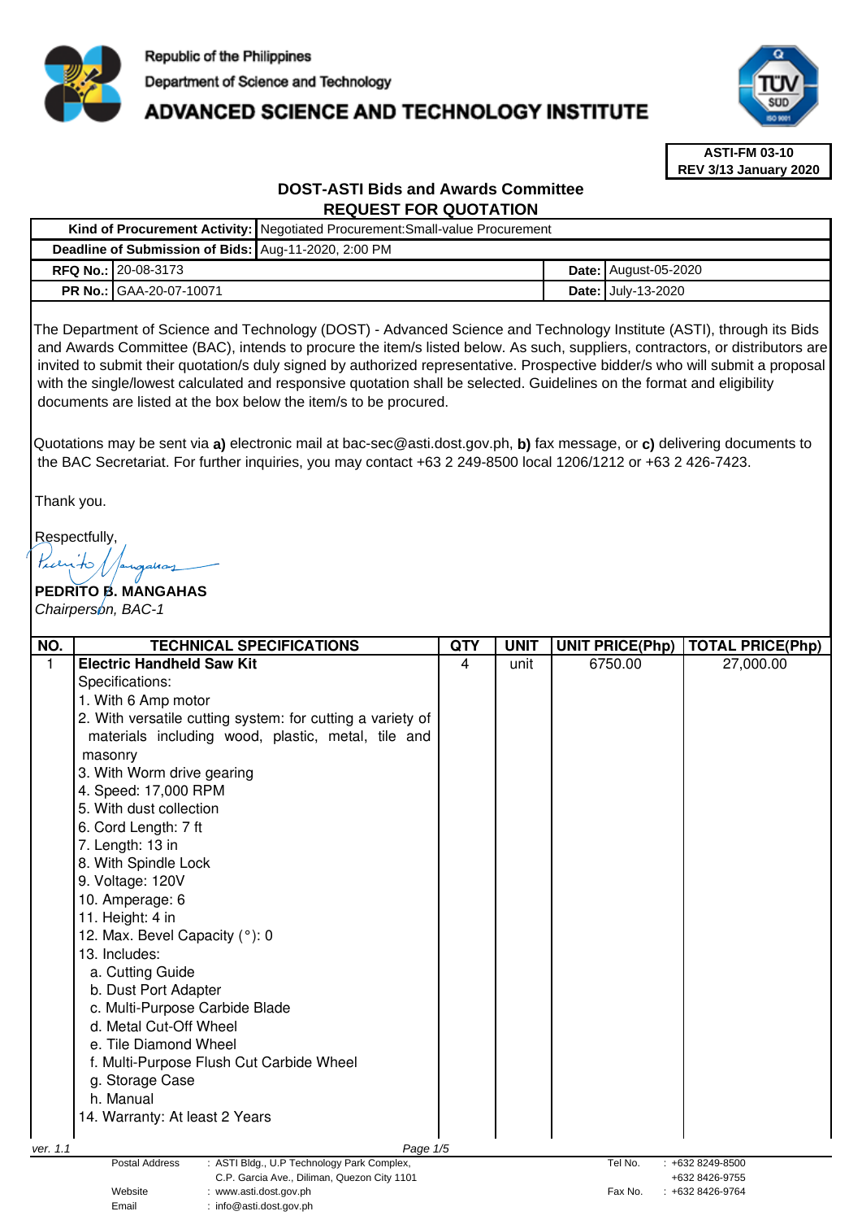Republic of the Philippines
Department of Science and Technology
**ADVANCED SCIENCE AND TECHNOLOGY INSTITUTE**

**ASTI-FM 03-10**
**REV 3/13 January 2020**

## DOST-ASTI Bids and Awards Committee
## REQUEST FOR QUOTATION

| | | | |
|---|---|---|---|
| **Kind of Procurement Activity:** | Negotiated Procurement:Small-value Procurement | | |
| **Deadline of Submission of Bids:** | Aug-11-2020, 2:00 PM | | |
| **RFQ No.:** | 20-08-3173 | **Date:** | August-05-2020 |
| **PR No.:** | GAA-20-07-10071 | **Date:** | July-13-2020 |

The Department of Science and Technology (DOST) - Advanced Science and Technology Institute (ASTI), through its Bids and Awards Committee (BAC), intends to procure the item/s listed below. As such, suppliers, contractors, or distributors are invited to submit their quotation/s duly signed by authorized representative. Prospective bidder/s who will submit a proposal with the single/lowest calculated and responsive quotation shall be selected. Guidelines on the format and eligibility documents are listed at the box below the item/s to be procured.

Quotations may be sent via **a)** electronic mail at bac-sec@asti.dost.gov.ph, **b)** fax message, or **c)** delivering documents to the BAC Secretariat. For further inquiries, you may contact +63 2 249-8500 local 1206/1212 or +63 2 426-7423.

Thank you.

Respectfully,

**PEDRITO B. MANGAHAS**
*Chairperson, BAC-1*

| NO. | TECHNICAL SPECIFICATIONS | QTY | UNIT | UNIT PRICE(Php) | TOTAL PRICE(Php) |
|---|---|---|---|---|---|
| 1 | **Electric Handheld Saw Kit**<br>Specifications:<br>1. With 6 Amp motor<br>2. With versatile cutting system: for cutting a variety of materials including wood, plastic, metal, tile and masonry<br>3. With Worm drive gearing<br>4. Speed: 17,000 RPM<br>5. With dust collection<br>6. Cord Length: 7 ft<br>7. Length: 13 in<br>8. With Spindle Lock<br>9. Voltage: 120V<br>10. Amperage: 6<br>11. Height: 4 in<br>12. Max. Bevel Capacity (°): 0<br>13. Includes:<br>a. Cutting Guide<br>b. Dust Port Adapter<br>c. Multi-Purpose Carbide Blade<br>d. Metal Cut-Off Wheel<br>e. Tile Diamond Wheel<br>f. Multi-Purpose Flush Cut Carbide Wheel<br>g. Storage Case<br>h. Manual<br>14. Warranty: At least 2 Years | 4 | unit | 6750.00 | 27,000.00 |

ver. 1.1

Postal Address : ASTI Bldg., U.P Technology Park Complex, C.P. Garcia Ave., Diliman, Quezon City 1101
Website : www.asti.dost.gov.ph
Email : info@asti.dost.gov.ph
Tel No. : +632 8249-8500, +632 8426-9755
Fax No. : +632 8426-9764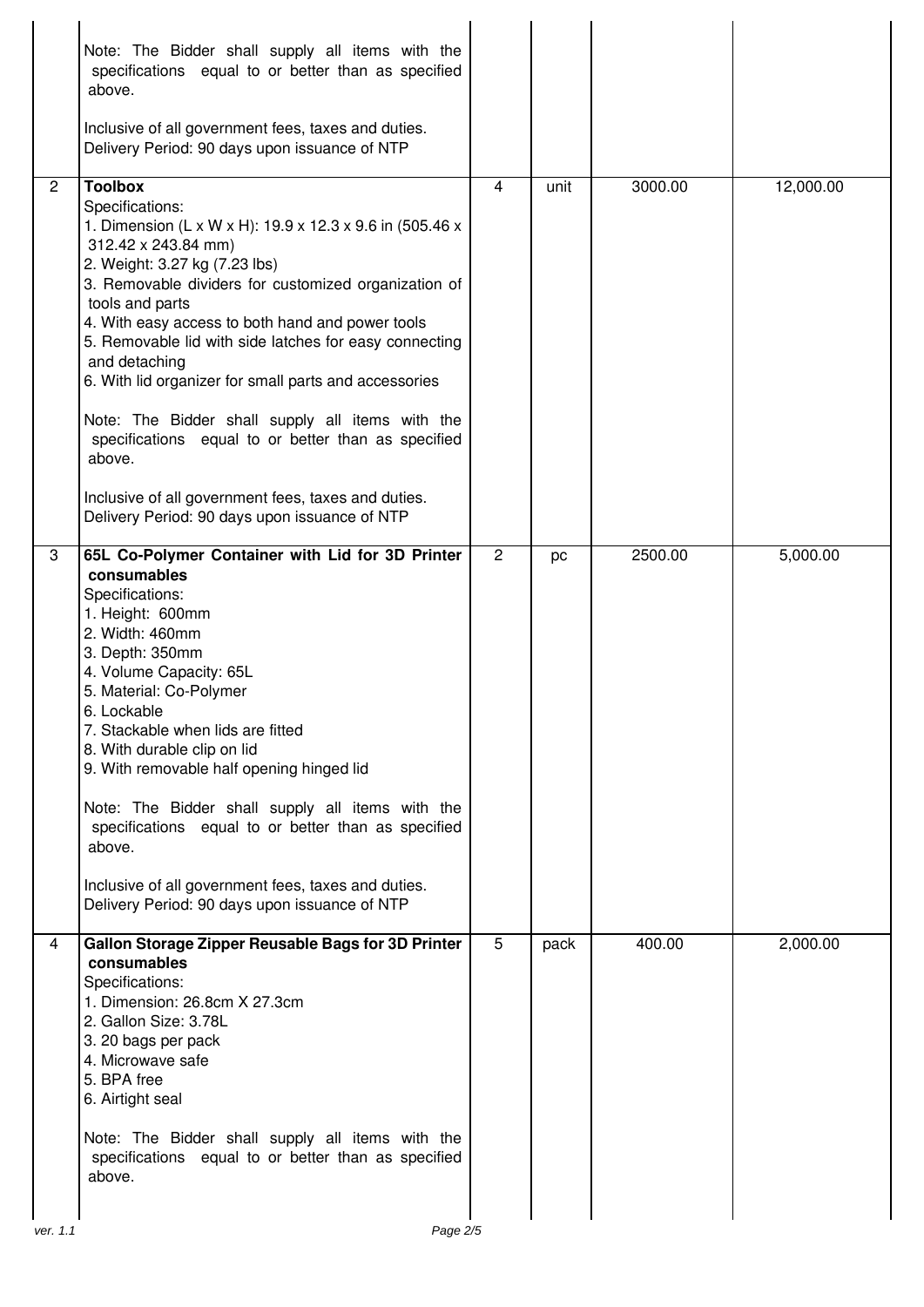| | | | | | |
|---|---|---|---|---|---|
| | Note: The Bidder shall supply all items with the specifications equal to or better than as specified above.<br><br>Inclusive of all government fees, taxes and duties.<br>Delivery Period: 90 days upon issuance of NTP | | | | |
| 2 | **Toolbox**<br>Specifications:<br>1. Dimension (L x W x H): 19.9 x 12.3 x 9.6 in (505.46 x 312.42 x 243.84 mm)<br>2. Weight: 3.27 kg (7.23 lbs)<br>3. Removable dividers for customized organization of tools and parts<br>4. With easy access to both hand and power tools<br>5. Removable lid with side latches for easy connecting and detaching<br>6. With lid organizer for small parts and accessories<br><br>Note: The Bidder shall supply all items with the specifications equal to or better than as specified above.<br><br>Inclusive of all government fees, taxes and duties.<br>Delivery Period: 90 days upon issuance of NTP | 4 | unit | 3000.00 | 12,000.00 |
| 3 | **65L Co-Polymer Container with Lid for 3D Printer consumables**<br>Specifications:<br>1. Height: 600mm<br>2. Width: 460mm<br>3. Depth: 350mm<br>4. Volume Capacity: 65L<br>5. Material: Co-Polymer<br>6. Lockable<br>7. Stackable when lids are fitted<br>8. With durable clip on lid<br>9. With removable half opening hinged lid<br><br>Note: The Bidder shall supply all items with the specifications equal to or better than as specified above.<br><br>Inclusive of all government fees, taxes and duties.<br>Delivery Period: 90 days upon issuance of NTP | 2 | pc | 2500.00 | 5,000.00 |
| 4 | **Gallon Storage Zipper Reusable Bags for 3D Printer consumables**<br>Specifications:<br>1. Dimension: 26.8cm X 27.3cm<br>2. Gallon Size: 3.78L<br>3. 20 bags per pack<br>4. Microwave safe<br>5. BPA free<br>6. Airtight seal<br><br>Note: The Bidder shall supply all items with the specifications equal to or better than as specified above. | 5 | pack | 400.00 | 2,000.00 |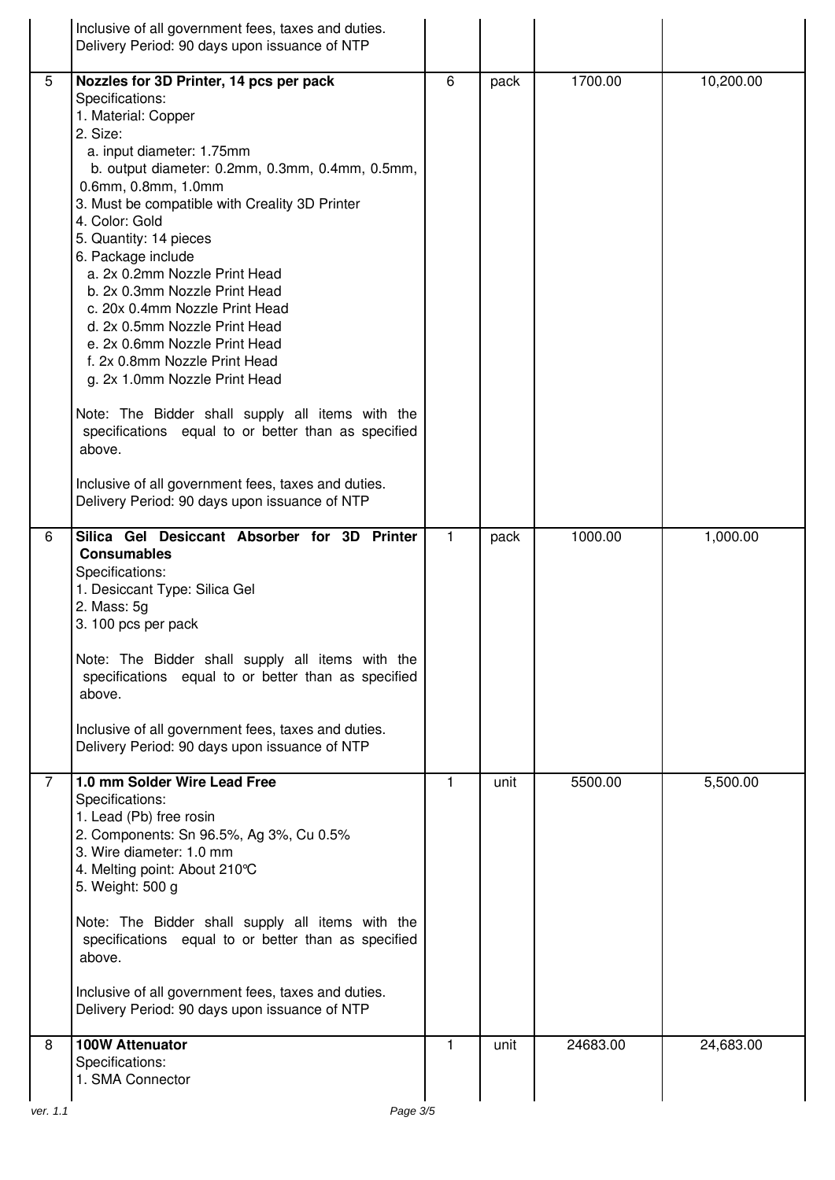| | | | | | |
|---|---|---|---|---|---|
| | Inclusive of all government fees, taxes and duties.<br>Delivery Period: 90 days upon issuance of NTP | | | | |
| 5 | **Nozzles for 3D Printer, 14 pcs per pack**<br>Specifications:<br>1. Material: Copper<br>2. Size:<br>a. input diameter: 1.75mm<br>b. output diameter: 0.2mm, 0.3mm, 0.4mm, 0.5mm, 0.6mm, 0.8mm, 1.0mm<br>3. Must be compatible with Creality 3D Printer<br>4. Color: Gold<br>5. Quantity: 14 pieces<br>6. Package include<br>a. 2x 0.2mm Nozzle Print Head<br>b. 2x 0.3mm Nozzle Print Head<br>c. 20x 0.4mm Nozzle Print Head<br>d. 2x 0.5mm Nozzle Print Head<br>e. 2x 0.6mm Nozzle Print Head<br>f. 2x 0.8mm Nozzle Print Head<br>g. 2x 1.0mm Nozzle Print Head<br><br>Note: The Bidder shall supply all items with the specifications equal to or better than as specified above.<br><br>Inclusive of all government fees, taxes and duties.<br>Delivery Period: 90 days upon issuance of NTP | 6 | pack | 1700.00 | 10,200.00 |
| 6 | **Silica Gel Desiccant Absorber for 3D Printer Consumables**<br>Specifications:<br>1. Desiccant Type: Silica Gel<br>2. Mass: 5g<br>3. 100 pcs per pack<br><br>Note: The Bidder shall supply all items with the specifications equal to or better than as specified above.<br><br>Inclusive of all government fees, taxes and duties.<br>Delivery Period: 90 days upon issuance of NTP | 1 | pack | 1000.00 | 1,000.00 |
| 7 | **1.0 mm Solder Wire Lead Free**<br>Specifications:<br>1. Lead (Pb) free rosin<br>2. Components: Sn 96.5%, Ag 3%, Cu 0.5%<br>3. Wire diameter: 1.0 mm<br>4. Melting point: About 210℃<br>5. Weight: 500 g<br><br>Note: The Bidder shall supply all items with the specifications equal to or better than as specified above.<br><br>Inclusive of all government fees, taxes and duties.<br>Delivery Period: 90 days upon issuance of NTP | 1 | unit | 5500.00 | 5,500.00 |
| 8 | **100W Attenuator**<br>Specifications:<br>1. SMA Connector | 1 | unit | 24683.00 | 24,683.00 |

ver. 1.1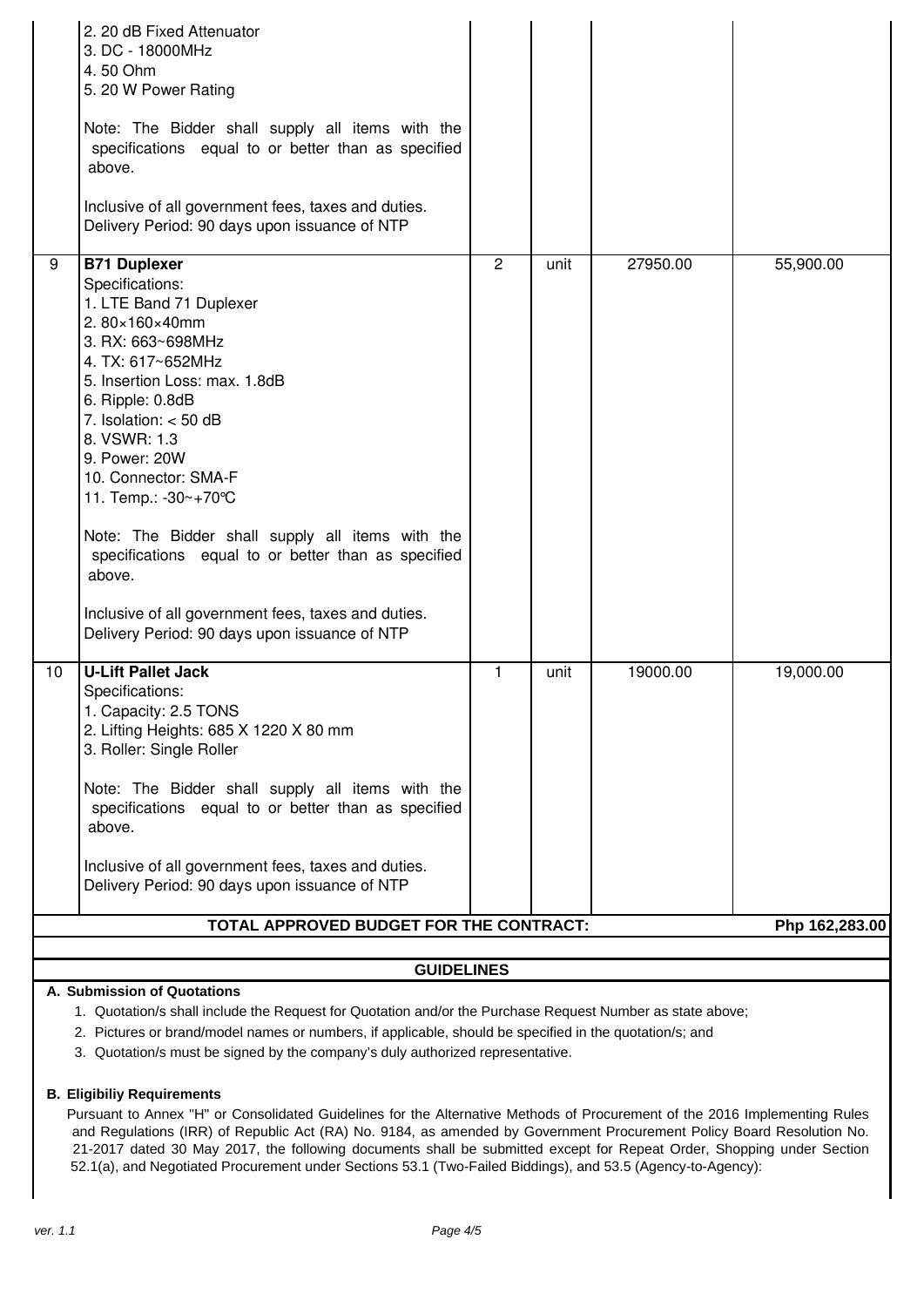| | | | | | |
|---|---|---|---|---|---|
| | 2. 20 dB Fixed Attenuator<br>3. DC - 18000MHz<br>4. 50 Ohm<br>5. 20 W Power Rating<br><br>Note: The Bidder shall supply all items with the specifications equal to or better than as specified above.<br><br>Inclusive of all government fees, taxes and duties.<br>Delivery Period: 90 days upon issuance of NTP | | | | |
| 9 | **B71 Duplexer**<br>Specifications:<br>1. LTE Band 71 Duplexer<br>2. 80×160×40mm<br>3. RX: 663~698MHz<br>4. TX: 617~652MHz<br>5. Insertion Loss: max. 1.8dB<br>6. Ripple: 0.8dB<br>7. Isolation: < 50 dB<br>8. VSWR: 1.3<br>9. Power: 20W<br>10. Connector: SMA-F<br>11. Temp.: -30~+70℃<br><br>Note: The Bidder shall supply all items with the specifications equal to or better than as specified above.<br><br>Inclusive of all government fees, taxes and duties.<br>Delivery Period: 90 days upon issuance of NTP | 2 | unit | 27950.00 | 55,900.00 |
| 10 | **U-Lift Pallet Jack**<br>Specifications:<br>1. Capacity: 2.5 TONS<br>2. Lifting Heights: 685 X 1220 X 80 mm<br>3. Roller: Single Roller<br><br>Note: The Bidder shall supply all items with the specifications equal to or better than as specified above.<br><br>Inclusive of all government fees, taxes and duties.<br>Delivery Period: 90 days upon issuance of NTP | 1 | unit | 19000.00 | 19,000.00 |
| | **TOTAL APPROVED BUDGET FOR THE CONTRACT:** | | | | **Php 162,283.00** |

## GUIDELINES

**A. Submission of Quotations**

1. Quotation/s shall include the Request for Quotation and/or the Purchase Request Number as state above;
2. Pictures or brand/model names or numbers, if applicable, should be specified in the quotation/s; and
3. Quotation/s must be signed by the company's duly authorized representative.

**B. Eligibiliy Requirements**

Pursuant to Annex "H" or Consolidated Guidelines for the Alternative Methods of Procurement of the 2016 Implementing Rules and Regulations (IRR) of Republic Act (RA) No. 9184, as amended by Government Procurement Policy Board Resolution No. 21-2017 dated 30 May 2017, the following documents shall be submitted except for Repeat Order, Shopping under Section 52.1(a), and Negotiated Procurement under Sections 53.1 (Two-Failed Biddings), and 53.5 (Agency-to-Agency):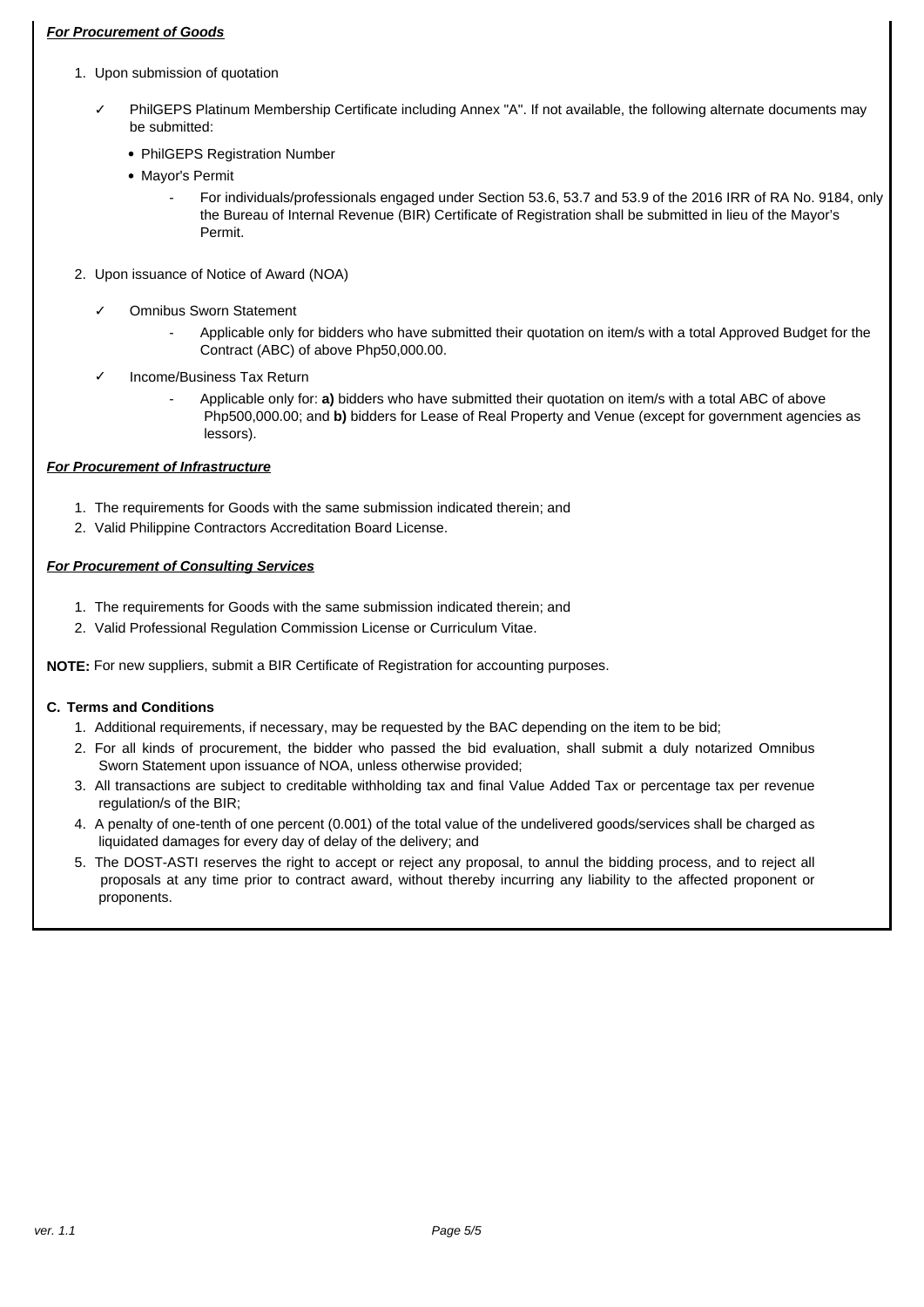***For Procurement of Goods***

1. Upon submission of quotation

   ✓ PhilGEPS Platinum Membership Certificate including Annex "A". If not available, the following alternate documents may be submitted:

   - PhilGEPS Registration Number
   - Mayor's Permit
     - For individuals/professionals engaged under Section 53.6, 53.7 and 53.9 of the 2016 IRR of RA No. 9184, only the Bureau of Internal Revenue (BIR) Certificate of Registration shall be submitted in lieu of the Mayor's Permit.

2. Upon issuance of Notice of Award (NOA)

   ✓ Omnibus Sworn Statement

   - Applicable only for bidders who have submitted their quotation on item/s with a total Approved Budget for the Contract (ABC) of above Php50,000.00.

   ✓ Income/Business Tax Return

   - Applicable only for: **a)** bidders who have submitted their quotation on item/s with a total ABC of above Php500,000.00; and **b)** bidders for Lease of Real Property and Venue (except for government agencies as lessors).

***For Procurement of Infrastructure***

1. The requirements for Goods with the same submission indicated therein; and
2. Valid Philippine Contractors Accreditation Board License.

***For Procurement of Consulting Services***

1. The requirements for Goods with the same submission indicated therein; and
2. Valid Professional Regulation Commission License or Curriculum Vitae.

**NOTE:** For new suppliers, submit a BIR Certificate of Registration for accounting purposes.

**C. Terms and Conditions**

1. Additional requirements, if necessary, may be requested by the BAC depending on the item to be bid;
2. For all kinds of procurement, the bidder who passed the bid evaluation, shall submit a duly notarized Omnibus Sworn Statement upon issuance of NOA, unless otherwise provided;
3. All transactions are subject to creditable withholding tax and final Value Added Tax or percentage tax per revenue regulation/s of the BIR;
4. A penalty of one-tenth of one percent (0.001) of the total value of the undelivered goods/services shall be charged as liquidated damages for every day of delay of the delivery; and
5. The DOST-ASTI reserves the right to accept or reject any proposal, to annul the bidding process, and to reject all proposals at any time prior to contract award, without thereby incurring any liability to the affected proponent or proponents.